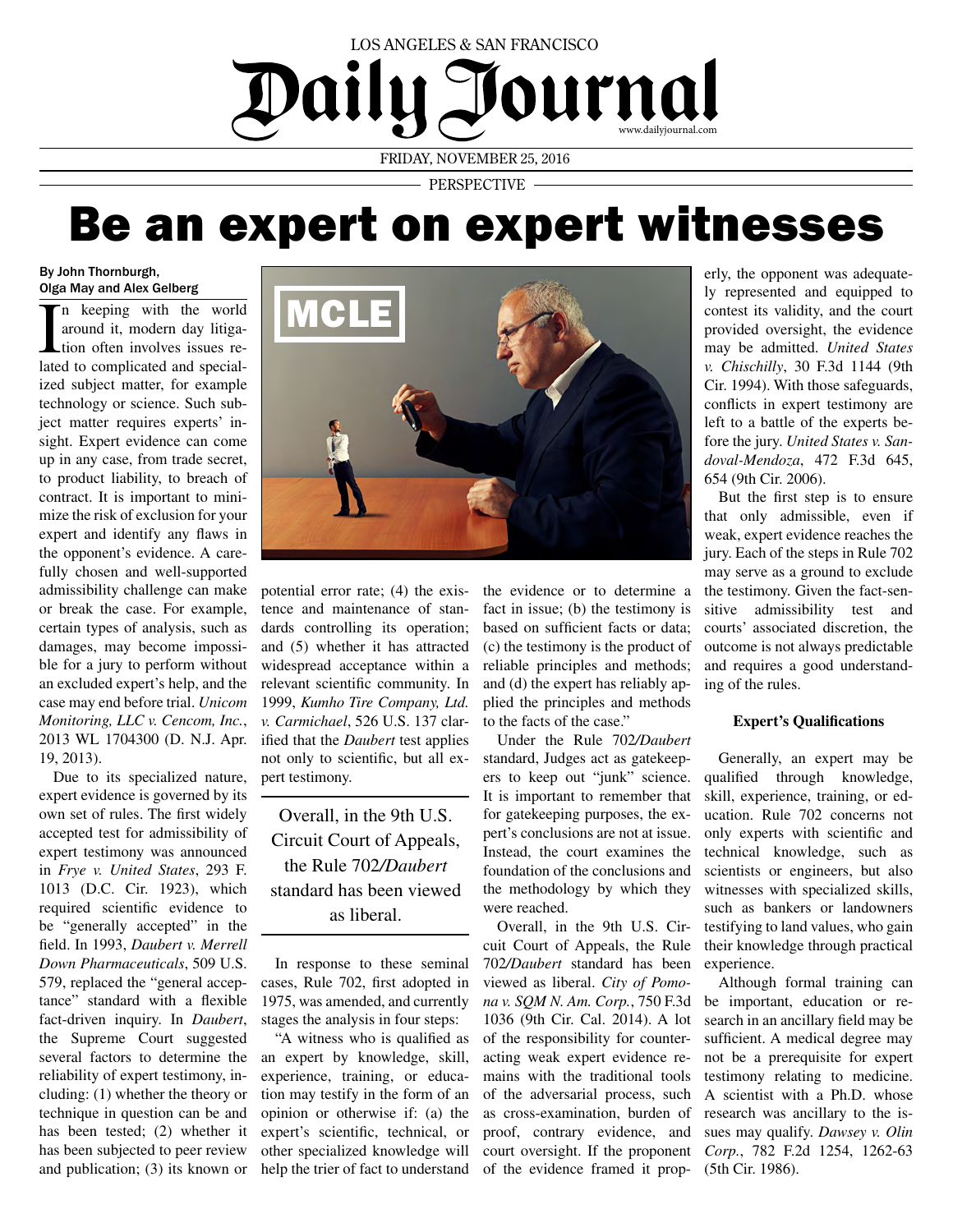LOS ANGELES & SAN FRANCISCO

# Daily Journal

FRIDAY, NOVEMBER 25, 2016

PERSPECTIVE

# Be an expert on expert witnesses

By John Thornburgh, Olga May and Alex Gelberg

In keeping with the world around it, modern day litigation often involves issues related to complicated and specialized subject matter, for example technology or science. Such subject matter requires experts' insight. Expert evidence can come up in any case, from trade secret, to product liability, to breach of contract. It is important to minimize the risk of exclusion for your expert and identify any flaws in the opponent's evidence. A carefully chosen and well-supported admissibility challenge can make or break the case. For example, certain types of analysis, such as damages, may become impossible for a jury to perform without an excluded expert's help, and the case may end before trial. *Unicom Monitoring, LLC v. Cencom, Inc.*, 2013 WL 1704300 (D. N.J. Apr. 19, 2013).

Due to its specialized nature, expert evidence is governed by its own set of rules. The first widely accepted test for admissibility of expert testimony was announced in *Frye v. United States*, 293 F. 1013 (D.C. Cir. 1923), which required scientific evidence to be "generally accepted" in the field. In 1993, *Daubert v. Merrell Down Pharmaceuticals*, 509 U.S. 579, replaced the "general acceptance" standard with a flexible fact-driven inquiry. In *Daubert*, the Supreme Court suggested several factors to determine the reliability of expert testimony, including: (1) whether the theory or technique in question can be and has been tested; (2) whether it has been subjected to peer review and publication; (3) its known or potential error rate; (4) the existence and maintenance of standards controlling its operation; and (5) whether it has attracted widespread acceptance within a relevant scientific community. In 1999, *Kumho Tire Company, Ltd. v. Carmichael*, 526 U.S. 137 clarified that the *Daubert* test applies not only to scientific, but all expert testimony.

> Overall, in the 9th U.S. Circuit Court of Appeals, the Rule 702/*Daubert* standard has been viewed as liberal.

In response to these seminal cases, Rule 702, first adopted in 1975, was amended, and currently stages the analysis in four steps:

"A witness who is qualified as an expert by knowledge, skill, experience, training, or education may testify in the form of an opinion or otherwise if: (a) the expert's scientific, technical, or other specialized knowledge will help the trier of fact to understand the evidence or to determine a fact in issue; (b) the testimony is based on sufficient facts or data; (c) the testimony is the product of reliable principles and methods; and (d) the expert has reliably applied the principles and methods to the facts of the case."

Under the Rule 702/*Daubert* standard, Judges act as gatekeepers to keep out "junk" science. It is important to remember that for gatekeeping purposes, the expert's conclusions are not at issue. Instead, the court examines the foundation of the conclusions and the methodology by which they were reached.

Overall, in the 9th U.S. Circuit Court of Appeals, the Rule 702/*Daubert* standard has been viewed as liberal. *City of Pomona v. SQM N. Am. Corp.*, 750 F.3d 1036 (9th Cir. Cal. 2014). A lot of the responsibility for counteracting weak expert evidence remains with the traditional tools of the adversarial process, such as cross-examination, burden of proof, contrary evidence, and court oversight. If the proponent of the evidence framed it properly, the opponent was adequately represented and equipped to contest its validity, and the court provided oversight, the evidence may be admitted. *United States v. Chischilly*, 30 F.3d 1144 (9th Cir. 1994). With those safeguards, conflicts in expert testimony are left to a battle of the experts before the jury. *United States v. Sandoval-Mendoza*, 472 F.3d 645, 654 (9th Cir. 2006).

But the first step is to ensure that only admissible, even if weak, expert evidence reaches the jury. Each of the steps in Rule 702 may serve as a ground to exclude the testimony. Given the fact-sensitive admissibility test and courts' associated discretion, the outcome is not always predictable and requires a good understanding of the rules.

### Expert's Qualifications

Generally, an expert may be qualified through knowledge, skill, experience, training, or education. Rule 702 concerns not only experts with scientific and technical knowledge, such as scientists or engineers, but also witnesses with specialized skills, such as bankers or landowners testifying to land values, who gain their knowledge through practical experience.

Although formal training can be important, education or research in an ancillary field may be sufficient. A medical degree may not be a prerequisite for expert testimony relating to medicine. A scientist with a Ph.D. whose research was ancillary to the issues may qualify. *Dawsey v. Olin Corp.*, 782 F.2d 1254, 1262-63 (5th Cir. 1986).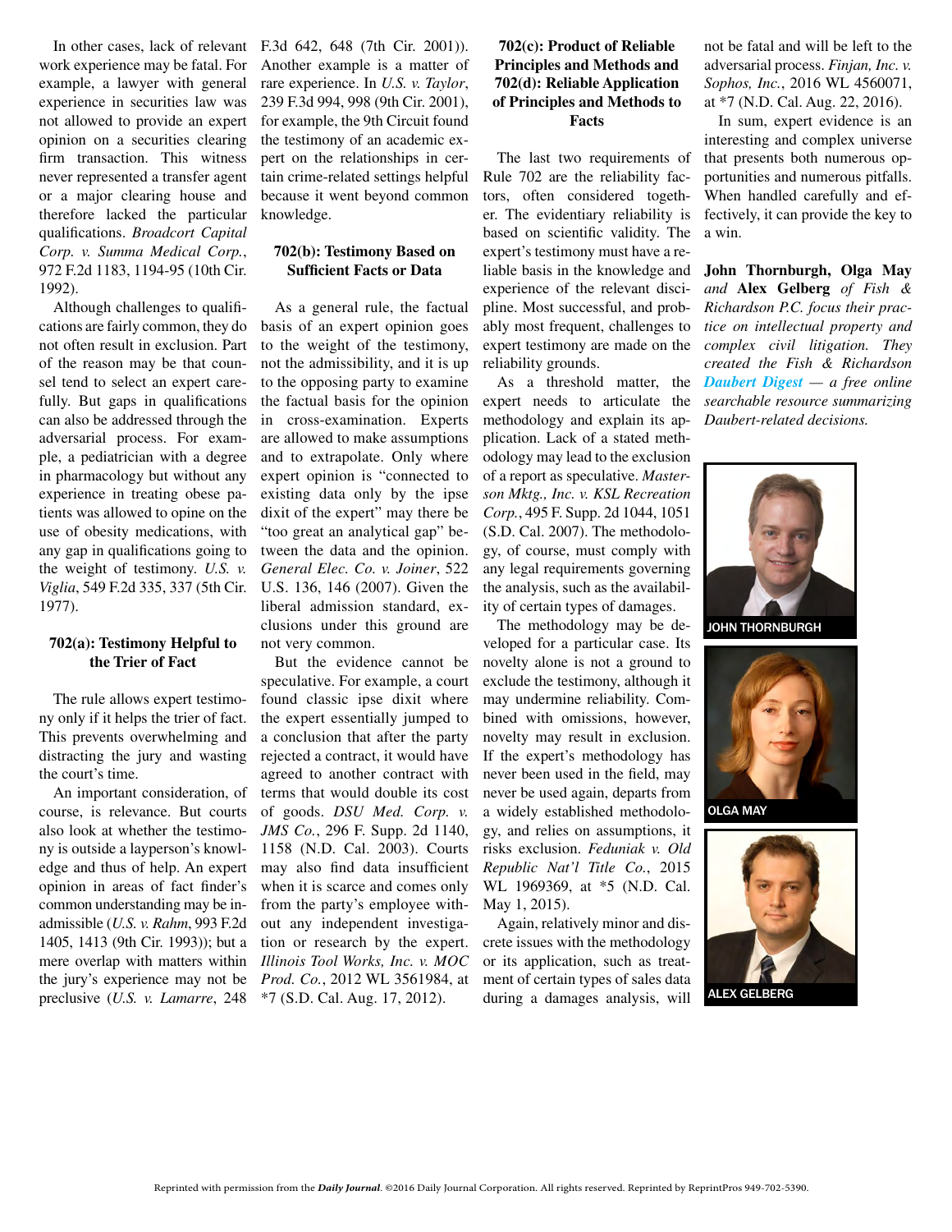In other cases, lack of relevant work experience may be fatal. For example, a lawyer with general experience in securities law was not allowed to provide an expert opinion on a securities clearing firm transaction. This witness never represented a transfer agent or a major clearing house and therefore lacked the particular qualifications. *Broadcort Capital Corp. v. Summa Medical Corp.*, 972 F.2d 1183, 1194-95 (10th Cir. 1992).

Although challenges to qualifications are fairly common, they do not often result in exclusion. Part of the reason may be that counsel tend to select an expert carefully. But gaps in qualifications can also be addressed through the adversarial process. For example, a pediatrician with a degree in pharmacology but without any experience in treating obese patients was allowed to opine on the use of obesity medications, with any gap in qualifications going to the weight of testimony. *U.S. v. Viglia*, 549 F.2d 335, 337 (5th Cir. 1977).

## 702(a): Testimony Helpful to the Trier of Fact

The rule allows expert testimony only if it helps the trier of fact. This prevents overwhelming and distracting the jury and wasting the court's time.

An important consideration, of course, is relevance. But courts also look at whether the testimony is outside a layperson's knowledge and thus of help. An expert opinion in areas of fact finder's common understanding may be inadmissible (*U.S. v. Rahm*, 993 F.2d 1405, 1413 (9th Cir. 1993)); but a mere overlap with matters within the jury's experience may not be preclusive (*U.S. v. Lamarre*, 248 F.3d 642, 648 (7th Cir. 2001)). Another example is a matter of rare experience. In *U.S. v. Taylor*, 239 F.3d 994, 998 (9th Cir. 2001), for example, the 9th Circuit found the testimony of an academic expert on the relationships in certain crime-related settings helpful because it went beyond common knowledge.

## 702(b): Testimony Based on Sufficient Facts or Data

As a general rule, the factual basis of an expert opinion goes to the weight of the testimony, not the admissibility, and it is up to the opposing party to examine the factual basis for the opinion in cross-examination. Experts are allowed to make assumptions and to extrapolate. Only where expert opinion is "connected to existing data only by the ipse dixit of the expert" may there be "too great an analytical gap" between the data and the opinion. *General Elec. Co. v. Joiner*, 522 U.S. 136, 146 (2007). Given the liberal admission standard, exclusions under this ground are not very common.

But the evidence cannot be speculative. For example, a court found classic ipse dixit where the expert essentially jumped to a conclusion that after the party rejected a contract, it would have agreed to another contract with terms that would double its cost of goods. *DSU Med. Corp. v. JMS Co.*, 296 F. Supp. 2d 1140, 1158 (N.D. Cal. 2003). Courts may also find data insufficient when it is scarce and comes only from the party's employee without any independent investigation or research by the expert. *Illinois Tool Works, Inc. v. MOC Prod. Co.*, 2012 WL 3561984, at *7 (S.D. Cal. Aug. 17, 2012).

## 702(c): Product of Reliable Principles and Methods and 702(d): Reliable Application of Principles and Methods to Facts

The last two requirements of Rule 702 are the reliability factors, often considered together. The evidentiary reliability is based on scientific validity. The expert's testimony must have a reliable basis in the knowledge and experience of the relevant discipline. Most successful, and probably most frequent, challenges to expert testimony are made on the reliability grounds.

As a threshold matter, the expert needs to articulate the methodology and explain its application. Lack of a stated methodology may lead to the exclusion of a report as speculative. *Masterson Mktg., Inc. v. KSL Recreation Corp.*, 495 F. Supp. 2d 1044, 1051 (S.D. Cal. 2007). The methodology, of course, must comply with any legal requirements governing the analysis, such as the availability of certain types of damages.

The methodology may be developed for a particular case. Its novelty alone is not a ground to exclude the testimony, although it may undermine reliability. Combined with omissions, however, novelty may result in exclusion. If the expert's methodology has never been used in the field, may never be used again, departs from a widely established methodology, and relies on assumptions, it risks exclusion. *Feduniak v. Old Republic Nat'l Title Co.*, 2015 WL 1969369, at *5 (N.D. Cal. May 1, 2015).

Again, relatively minor and discrete issues with the methodology or its application, such as treatment of certain types of sales data during a damages analysis, will not be fatal and will be left to the adversarial process. *Finjan, Inc. v. Sophos, Inc.*, 2016 WL 4560071, at *7 (N.D. Cal. Aug. 22, 2016).

In sum, expert evidence is an interesting and complex universe that presents both numerous opportunities and numerous pitfalls. When handled carefully and effectively, it can provide the key to a win.

***John Thornburgh, Olga May** and **Alex Gelberg** of Fish & Richardson P.C. focus their practice on intellectual property and complex civil litigation. They created the Fish & Richardson Daubert Digest — a free online searchable resource summarizing Daubert-related decisions.*

JOHN THORNBURGH

OLGA MAY

ALEX GELBERG

Reprinted with permission from the *Daily Journal*. ©2016 Daily Journal Corporation. All rights reserved. Reprinted by ReprintPros 949-702-5390.